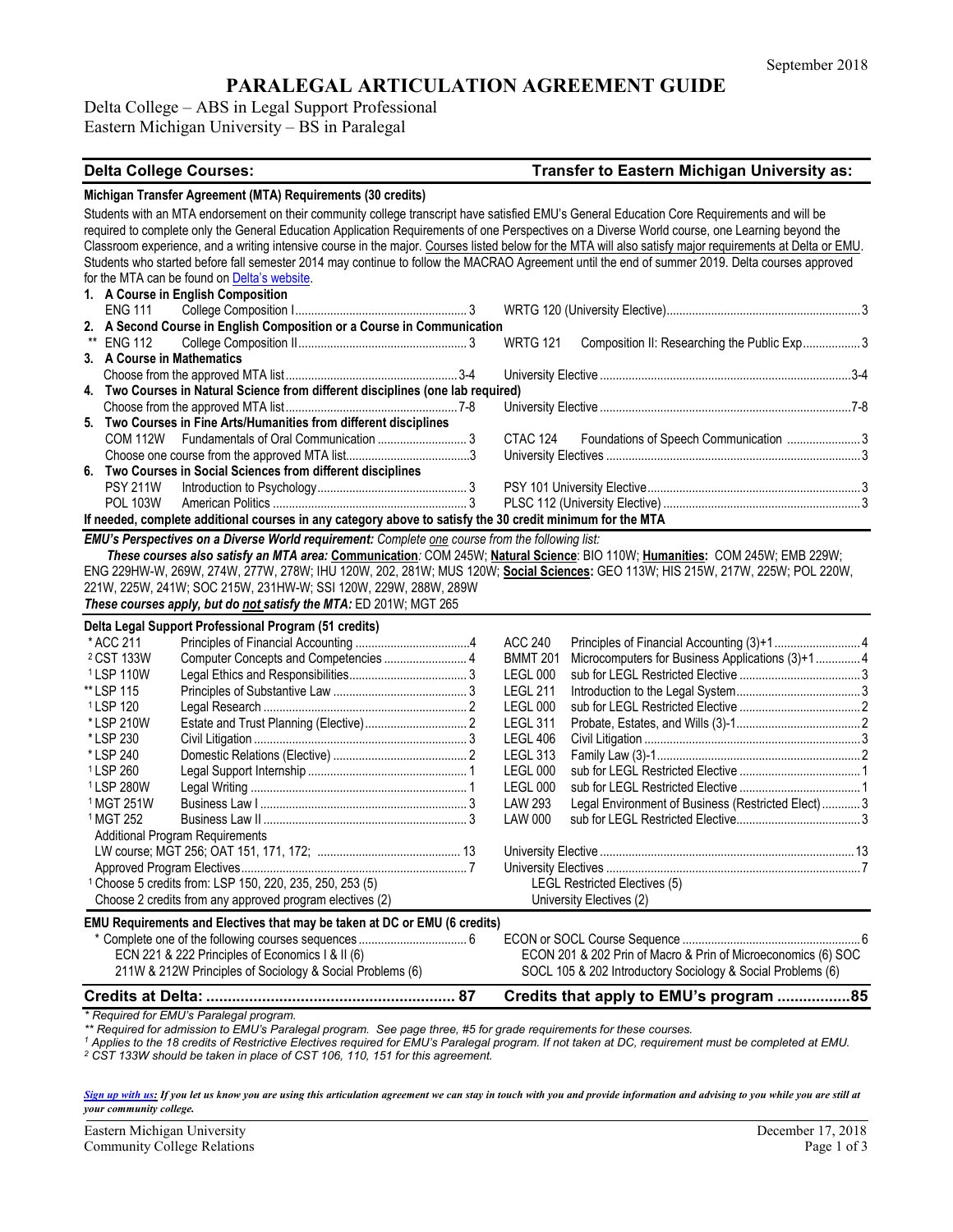September 2018

# PARALEGAL ARTICULATION AGREEMENT GUIDE

Delta College – ABS in Legal Support Professional
Eastern Michigan University – BS in Paralegal

| Delta College Courses: | | | Transfer to Eastern Michigan University as: | | |
|---|---|---|---|---|---|
| **Michigan Transfer Agreement (MTA) Requirements (30 credits)** | | | | | |

Students with an MTA endorsement on their community college transcript have satisfied EMU's General Education Core Requirements and will be required to complete only the General Education Application Requirements of one Perspectives on a Diverse World course, one Learning beyond the Classroom experience, and a writing intensive course in the major. Courses listed below for the MTA will also satisfy major requirements at Delta or EMU. Students who started before fall semester 2014 may continue to follow the MACRAO Agreement until the end of summer 2019. Delta courses approved for the MTA can be found on Delta's website.

| Delta Course | Title | Credits | EMU Course | Title | Credits |
|---|---|---|---|---|---|
| **1. A Course in English Composition** | | | | | |
| ENG 111 | College Composition I | 3 | WRTG 120 (University Elective) | | 3 |
| **2. A Second Course in English Composition or a Course in Communication** | | | | | |
| ** ENG 112 | College Composition II | 3 | WRTG 121 | Composition II: Researching the Public Exp | 3 |
| **3. A Course in Mathematics** | | | | | |
| | Choose from the approved MTA list | 3-4 | University Elective | | 3-4 |
| **4. Two Courses in Natural Science from different disciplines (one lab required)** | | | | | |
| | Choose from the approved MTA list | 7-8 | University Elective | | 7-8 |
| **5. Two Courses in Fine Arts/Humanities from different disciplines** | | | | | |
| COM 112W | Fundamentals of Oral Communication | 3 | CTAC 124 | Foundations of Speech Communication | 3 |
| | Choose one course from the approved MTA list | 3 | University Electives | | 3 |
| **6. Two Courses in Social Sciences from different disciplines** | | | | | |
| PSY 211W | Introduction to Psychology | 3 | PSY 101 University Elective | | 3 |
| POL 103W | American Politics | 3 | PLSC 112 (University Elective) | | 3 |

**If needed, complete additional courses in any category above to satisfy the 30 credit minimum for the MTA**

***EMU's Perspectives on a Diverse World requirement:*** *Complete one course from the following list:*

***These courses also satisfy an MTA area:*** **Communication**: COM 245W; **Natural Science**: BIO 110W; **Humanities:** COM 245W; EMB 229W; ENG 229HW-W, 269W, 274W, 277W, 278W; IHU 120W, 202, 281W; MUS 120W; **Social Sciences:** GEO 113W; HIS 215W, 217W, 225W; POL 220W, 221W, 225W, 241W; SOC 215W, 231HW-W; SSI 120W, 229W, 288W, 289W

***These courses apply, but do not satisfy the MTA:*** ED 201W; MGT 265

**Delta Legal Support Professional Program (51 credits)**

| Delta Course | Title | Credits | EMU Course | Title | Credits |
|---|---|---|---|---|---|
| * ACC 211 | Principles of Financial Accounting | 4 | ACC 240 | Principles of Financial Accounting (3)+1 | 4 |
| [2] CST 133W | Computer Concepts and Competencies | 4 | BMMT 201 | Microcomputers for Business Applications (3)+1 | 4 |
| [1] LSP 110W | Legal Ethics and Responsibilities | 3 | LEGL 000 | sub for LEGL Restricted Elective | 3 |
| ** LSP 115 | Principles of Substantive Law | 3 | LEGL 211 | Introduction to the Legal System | 3 |
| [1] LSP 120 | Legal Research | 2 | LEGL 000 | sub for LEGL Restricted Elective | 2 |
| * LSP 210W | Estate and Trust Planning (Elective) | 2 | LEGL 311 | Probate, Estates, and Wills (3)-1 | 2 |
| * LSP 230 | Civil Litigation | 3 | LEGL 406 | Civil Litigation | 3 |
| * LSP 240 | Domestic Relations (Elective) | 2 | LEGL 313 | Family Law (3)-1 | 2 |
| [1] LSP 260 | Legal Support Internship | 1 | LEGL 000 | sub for LEGL Restricted Elective | 1 |
| [1] LSP 280W | Legal Writing | 1 | LEGL 000 | sub for LEGL Restricted Elective | 1 |
| [1] MGT 251W | Business Law I | 3 | LAW 293 | Legal Environment of Business (Restricted Elect) | 3 |
| [1] MGT 252 | Business Law II | 3 | LAW 000 | sub for LEGL Restricted Elective | 3 |
| Additional Program Requirements | | | | | |
| LW course; MGT 256; OAT 151, 171, 172; | | 13 | University Elective | | 13 |
| Approved Program Electives | | 7 | University Electives | | 7 |
| [1] Choose 5 credits from: LSP 150, 220, 235, 250, 253 (5) | | | LEGL Restricted Electives (5) | | |
| Choose 2 credits from any approved program electives (2) | | | University Electives (2) | | |

**EMU Requirements and Electives that may be taken at DC or EMU (6 credits)**

| Delta Course | Credits | EMU Course | Credits |
|---|---|---|---|
| * Complete one of the following courses sequences | 6 | ECON or SOCL Course Sequence | 6 |
| ECN 221 & 222 Principles of Economics I & II (6) | | ECON 201 & 202 Prin of Macro & Prin of Microeconomics (6) | |
| SOC 211W & 212W Principles of Sociology & Social Problems (6) | | SOCL 105 & 202 Introductory Sociology & Social Problems (6) | |

**Credits at Delta: 87** | **Credits that apply to EMU's program 85**

*\* Required for EMU's Paralegal program.*
*\*\* Required for admission to EMU's Paralegal program. See page three, #5 for grade requirements for these courses.*
*[1] Applies to the 18 credits of Restrictive Electives required for EMU's Paralegal program. If not taken at DC, requirement must be completed at EMU.*
*[2] CST 133W should be taken in place of CST 106, 110, 151 for this agreement.*

***Sign up with us:*** ***If you let us know you are using this articulation agreement we can stay in touch with you and provide information and advising to you while you are still at your community college.***

Eastern Michigan University
Community College Relations

December 17, 2018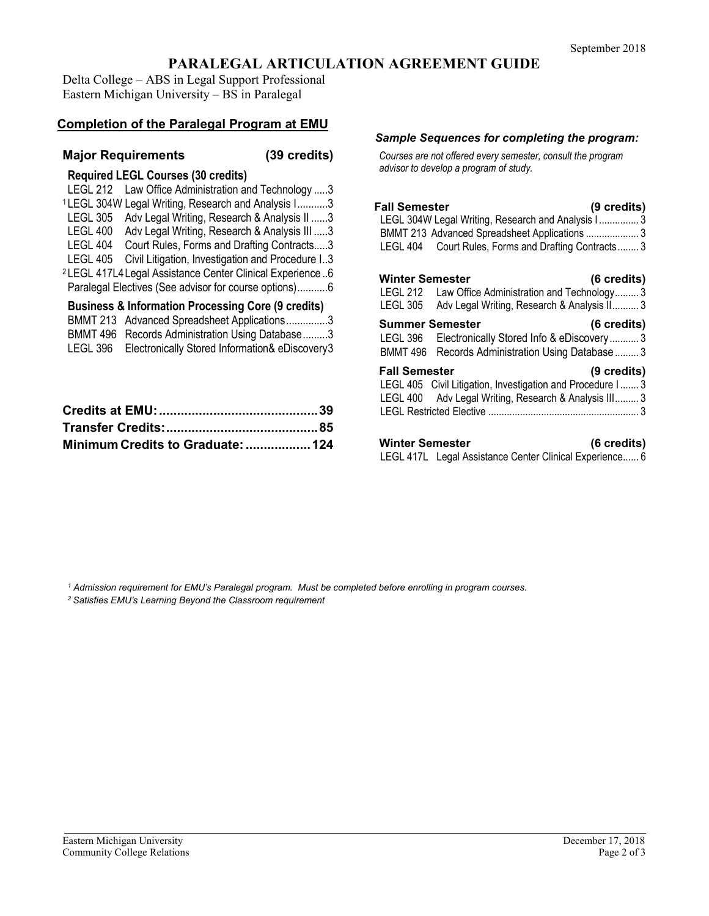September 2018

# PARALEGAL ARTICULATION AGREEMENT GUIDE

Delta College – ABS in Legal Support Professional
Eastern Michigan University – BS in Paralegal

## Completion of the Paralegal Program at EMU

### Major Requirements (39 credits)

**Required LEGL Courses (30 credits)**

| Course | Title | Credits |
|---|---|---|
| LEGL 212 | Law Office Administration and Technology | 3 |
| [1] LEGL 304W | Legal Writing, Research and Analysis I | 3 |
| LEGL 305 | Adv Legal Writing, Research & Analysis II | 3 |
| LEGL 400 | Adv Legal Writing, Research & Analysis III | 3 |
| LEGL 404 | Court Rules, Forms and Drafting Contracts | 3 |
| LEGL 405 | Civil Litigation, Investigation and Procedure I | 3 |
| [2] LEGL 417L4 | Legal Assistance Center Clinical Experience | 6 |
| Paralegal Electives (See advisor for course options) | | 6 |

**Business & Information Processing Core (9 credits)**

| Course | Title | Credits |
|---|---|---|
| BMMT 213 | Advanced Spreadsheet Applications | 3 |
| BMMT 496 | Records Administration Using Database | 3 |
| LEGL 396 | Electronically Stored Information& eDiscovery | 3 |

| | |
|---|---|
| **Credits at EMU:** | **39** |
| **Transfer Credits:** | **85** |
| **Minimum Credits to Graduate:** | **124** |

### *Sample Sequences for completing the program:*

*Courses are not offered every semester, consult the program advisor to develop a program of study.*

**Fall Semester (9 credits)**

| Course | Title | Credits |
|---|---|---|
| LEGL 304W | Legal Writing, Research and Analysis I | 3 |
| BMMT 213 | Advanced Spreadsheet Applications | 3 |
| LEGL 404 | Court Rules, Forms and Drafting Contracts | 3 |

**Winter Semester (6 credits)**

| Course | Title | Credits |
|---|---|---|
| LEGL 212 | Law Office Administration and Technology | 3 |
| LEGL 305 | Adv Legal Writing, Research & Analysis II | 3 |

**Summer Semester (6 credits)**

| Course | Title | Credits |
|---|---|---|
| LEGL 396 | Electronically Stored Info & eDiscovery | 3 |
| BMMT 496 | Records Administration Using Database | 3 |

**Fall Semester (9 credits)**

| Course | Title | Credits |
|---|---|---|
| LEGL 405 | Civil Litigation, Investigation and Procedure I | 3 |
| LEGL 400 | Adv Legal Writing, Research & Analysis III | 3 |
| LEGL Restricted Elective | | 3 |

**Winter Semester (6 credits)**

| Course | Title | Credits |
|---|---|---|
| LEGL 417L | Legal Assistance Center Clinical Experience | 6 |

*[1] Admission requirement for EMU's Paralegal program. Must be completed before enrolling in program courses.*
*[2] Satisfies EMU's Learning Beyond the Classroom requirement*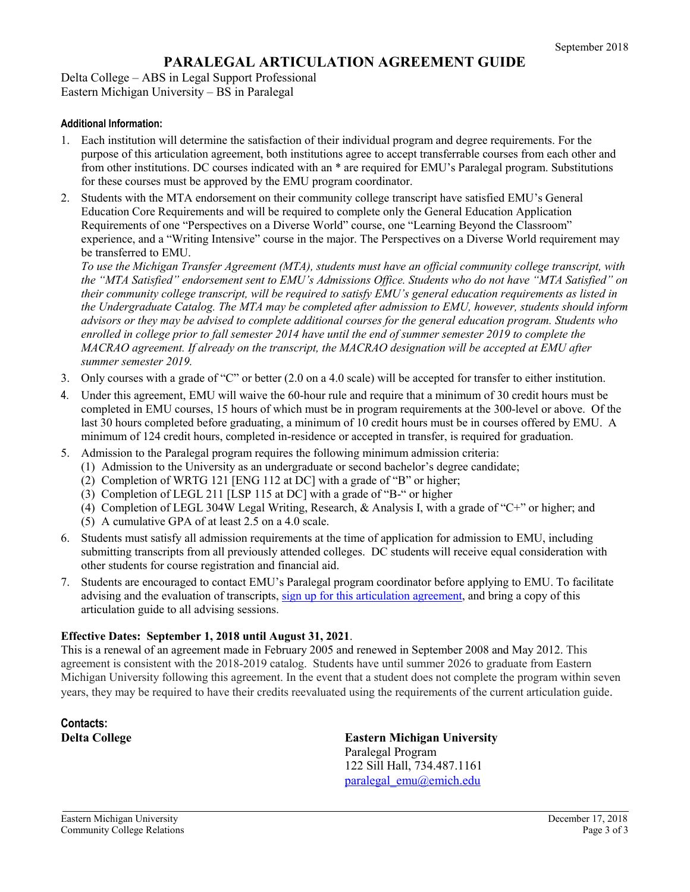September 2018

# PARALEGAL ARTICULATION AGREEMENT GUIDE

Delta College – ABS in Legal Support Professional
Eastern Michigan University – BS in Paralegal

**Additional Information:**

1. Each institution will determine the satisfaction of their individual program and degree requirements. For the purpose of this articulation agreement, both institutions agree to accept transferrable courses from each other and from other institutions. DC courses indicated with an * are required for EMU's Paralegal program. Substitutions for these courses must be approved by the EMU program coordinator.
2. Students with the MTA endorsement on their community college transcript have satisfied EMU's General Education Core Requirements and will be required to complete only the General Education Application Requirements of one "Perspectives on a Diverse World" course, one "Learning Beyond the Classroom" experience, and a "Writing Intensive" course in the major. The Perspectives on a Diverse World requirement may be transferred to EMU.
   *To use the Michigan Transfer Agreement (MTA), students must have an official community college transcript, with the "MTA Satisfied" endorsement sent to EMU's Admissions Office. Students who do not have "MTA Satisfied" on their community college transcript, will be required to satisfy EMU's general education requirements as listed in the Undergraduate Catalog. The MTA may be completed after admission to EMU, however, students should inform advisors or they may be advised to complete additional courses for the general education program. Students who enrolled in college prior to fall semester 2014 have until the end of summer semester 2019 to complete the MACRAO agreement. If already on the transcript, the MACRAO designation will be accepted at EMU after summer semester 2019.*
3. Only courses with a grade of "C" or better (2.0 on a 4.0 scale) will be accepted for transfer to either institution.
4. Under this agreement, EMU will waive the 60-hour rule and require that a minimum of 30 credit hours must be completed in EMU courses, 15 hours of which must be in program requirements at the 300-level or above. Of the last 30 hours completed before graduating, a minimum of 10 credit hours must be in courses offered by EMU. A minimum of 124 credit hours, completed in-residence or accepted in transfer, is required for graduation.
5. Admission to the Paralegal program requires the following minimum admission criteria:
   (1) Admission to the University as an undergraduate or second bachelor's degree candidate;
   (2) Completion of WRTG 121 [ENG 112 at DC] with a grade of "B" or higher;
   (3) Completion of LEGL 211 [LSP 115 at DC] with a grade of "B-" or higher
   (4) Completion of LEGL 304W Legal Writing, Research, & Analysis I, with a grade of "C+" or higher; and
   (5) A cumulative GPA of at least 2.5 on a 4.0 scale.
6. Students must satisfy all admission requirements at the time of application for admission to EMU, including submitting transcripts from all previously attended colleges. DC students will receive equal consideration with other students for course registration and financial aid.
7. Students are encouraged to contact EMU's Paralegal program coordinator before applying to EMU. To facilitate advising and the evaluation of transcripts, sign up for this articulation agreement, and bring a copy of this articulation guide to all advising sessions.

**Effective Dates: September 1, 2018 until August 31, 2021**.
This is a renewal of an agreement made in February 2005 and renewed in September 2008 and May 2012. This agreement is consistent with the 2018-2019 catalog. Students have until summer 2026 to graduate from Eastern Michigan University following this agreement. In the event that a student does not complete the program within seven years, they may be required to have their credits reevaluated using the requirements of the current articulation guide.

**Contacts:**

**Delta College**

**Eastern Michigan University**
Paralegal Program
122 Sill Hall, 734.487.1161
paralegal_emu@emich.edu